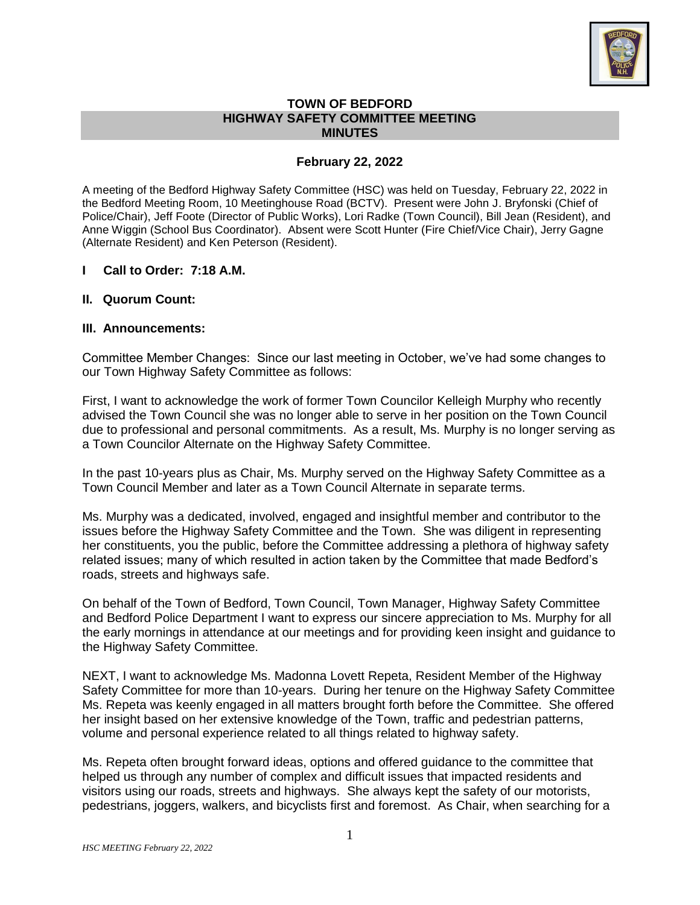# TOWN OF BEDFORD
## HIGHWAY SAFETY COMMITTEE MEETING
## MINUTES

### February 22, 2022

A meeting of the Bedford Highway Safety Committee (HSC) was held on Tuesday, February 22, 2022 in the Bedford Meeting Room, 10 Meetinghouse Road (BCTV). Present were John J. Bryfonski (Chief of Police/Chair), Jeff Foote (Director of Public Works), Lori Radke (Town Council), Bill Jean (Resident), and Anne Wiggin (School Bus Coordinator). Absent were Scott Hunter (Fire Chief/Vice Chair), Jerry Gagne (Alternate Resident) and Ken Peterson (Resident).

**I Call to Order: 7:18 A.M.**

**II. Quorum Count:**

**III. Announcements:**

Committee Member Changes: Since our last meeting in October, we've had some changes to our Town Highway Safety Committee as follows:

First, I want to acknowledge the work of former Town Councilor Kelleigh Murphy who recently advised the Town Council she was no longer able to serve in her position on the Town Council due to professional and personal commitments. As a result, Ms. Murphy is no longer serving as a Town Councilor Alternate on the Highway Safety Committee.

In the past 10-years plus as Chair, Ms. Murphy served on the Highway Safety Committee as a Town Council Member and later as a Town Council Alternate in separate terms.

Ms. Murphy was a dedicated, involved, engaged and insightful member and contributor to the issues before the Highway Safety Committee and the Town. She was diligent in representing her constituents, you the public, before the Committee addressing a plethora of highway safety related issues; many of which resulted in action taken by the Committee that made Bedford's roads, streets and highways safe.

On behalf of the Town of Bedford, Town Council, Town Manager, Highway Safety Committee and Bedford Police Department I want to express our sincere appreciation to Ms. Murphy for all the early mornings in attendance at our meetings and for providing keen insight and guidance to the Highway Safety Committee.

NEXT, I want to acknowledge Ms. Madonna Lovett Repeta, Resident Member of the Highway Safety Committee for more than 10-years. During her tenure on the Highway Safety Committee Ms. Repeta was keenly engaged in all matters brought forth before the Committee. She offered her insight based on her extensive knowledge of the Town, traffic and pedestrian patterns, volume and personal experience related to all things related to highway safety.

Ms. Repeta often brought forward ideas, options and offered guidance to the committee that helped us through any number of complex and difficult issues that impacted residents and visitors using our roads, streets and highways. She always kept the safety of our motorists, pedestrians, joggers, walkers, and bicyclists first and foremost. As Chair, when searching for a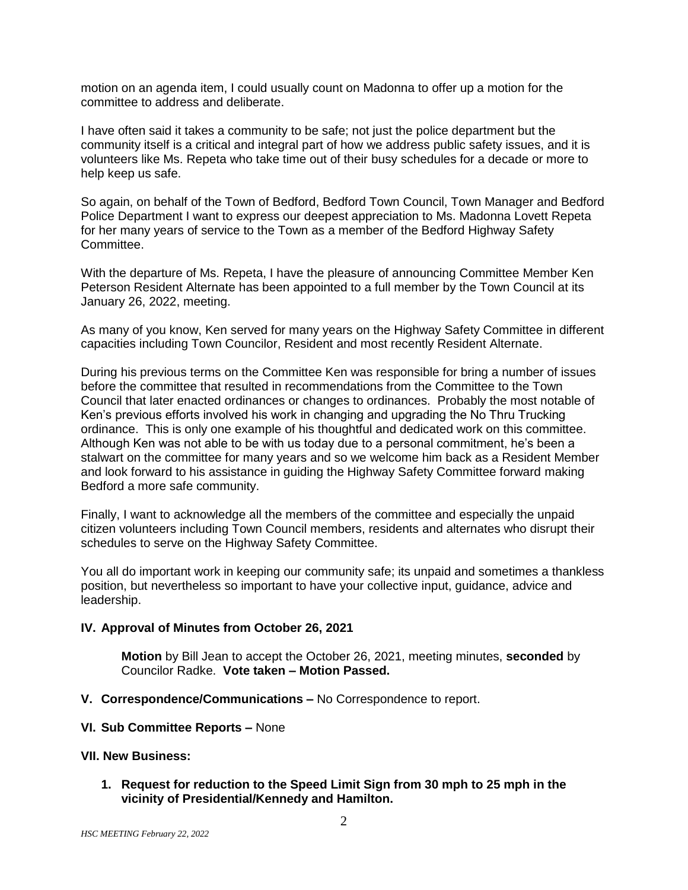motion on an agenda item, I could usually count on Madonna to offer up a motion for the committee to address and deliberate.

I have often said it takes a community to be safe; not just the police department but the community itself is a critical and integral part of how we address public safety issues, and it is volunteers like Ms. Repeta who take time out of their busy schedules for a decade or more to help keep us safe.

So again, on behalf of the Town of Bedford, Bedford Town Council, Town Manager and Bedford Police Department I want to express our deepest appreciation to Ms. Madonna Lovett Repeta for her many years of service to the Town as a member of the Bedford Highway Safety Committee.

With the departure of Ms. Repeta, I have the pleasure of announcing Committee Member Ken Peterson Resident Alternate has been appointed to a full member by the Town Council at its January 26, 2022, meeting.

As many of you know, Ken served for many years on the Highway Safety Committee in different capacities including Town Councilor, Resident and most recently Resident Alternate.

During his previous terms on the Committee Ken was responsible for bring a number of issues before the committee that resulted in recommendations from the Committee to the Town Council that later enacted ordinances or changes to ordinances. Probably the most notable of Ken's previous efforts involved his work in changing and upgrading the No Thru Trucking ordinance. This is only one example of his thoughtful and dedicated work on this committee. Although Ken was not able to be with us today due to a personal commitment, he's been a stalwart on the committee for many years and so we welcome him back as a Resident Member and look forward to his assistance in guiding the Highway Safety Committee forward making Bedford a more safe community.

Finally, I want to acknowledge all the members of the committee and especially the unpaid citizen volunteers including Town Council members, residents and alternates who disrupt their schedules to serve on the Highway Safety Committee.

You all do important work in keeping our community safe; its unpaid and sometimes a thankless position, but nevertheless so important to have your collective input, guidance, advice and leadership.

## IV. Approval of Minutes from October 26, 2021

**Motion** by Bill Jean to accept the October 26, 2021, meeting minutes, **seconded** by Councilor Radke. **Vote taken – Motion Passed.**

## V. Correspondence/Communications – No Correspondence to report.

## VI. Sub Committee Reports – None

## VII. New Business:

1. **Request for reduction to the Speed Limit Sign from 30 mph to 25 mph in the vicinity of Presidential/Kennedy and Hamilton.**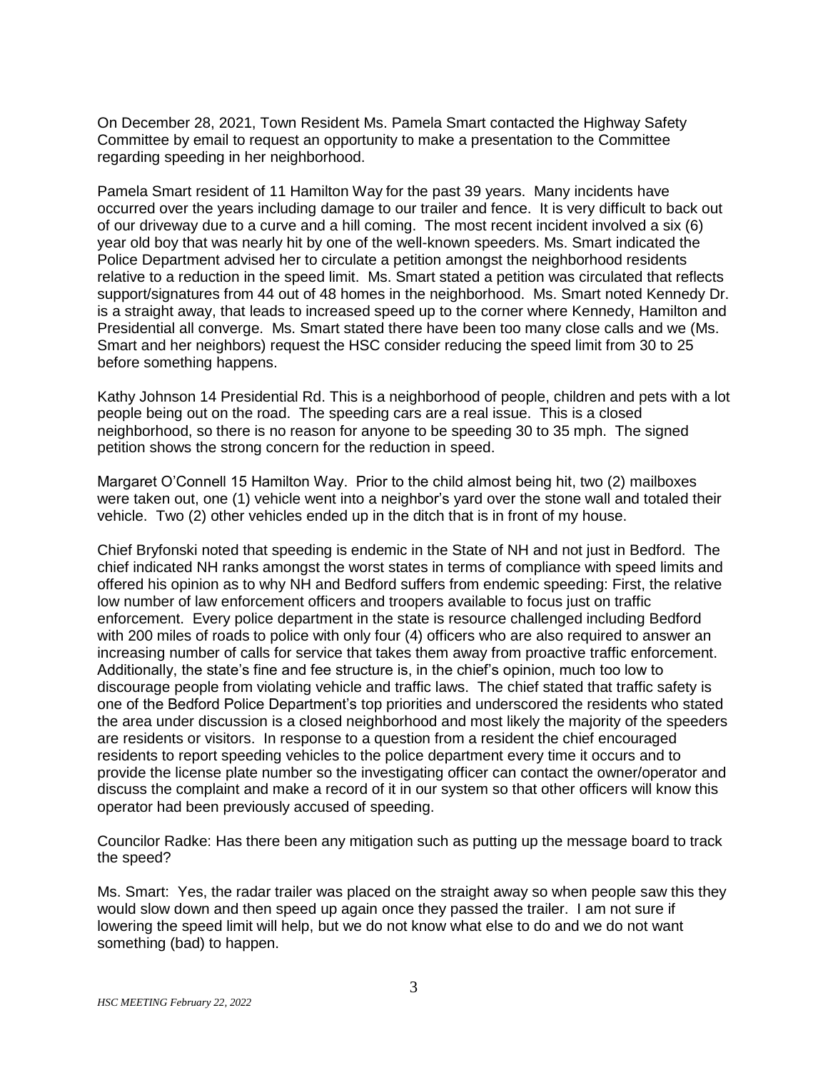On December 28, 2021, Town Resident Ms. Pamela Smart contacted the Highway Safety Committee by email to request an opportunity to make a presentation to the Committee regarding speeding in her neighborhood.

Pamela Smart resident of 11 Hamilton Way for the past 39 years. Many incidents have occurred over the years including damage to our trailer and fence. It is very difficult to back out of our driveway due to a curve and a hill coming. The most recent incident involved a six (6) year old boy that was nearly hit by one of the well-known speeders. Ms. Smart indicated the Police Department advised her to circulate a petition amongst the neighborhood residents relative to a reduction in the speed limit. Ms. Smart stated a petition was circulated that reflects support/signatures from 44 out of 48 homes in the neighborhood. Ms. Smart noted Kennedy Dr. is a straight away, that leads to increased speed up to the corner where Kennedy, Hamilton and Presidential all converge. Ms. Smart stated there have been too many close calls and we (Ms. Smart and her neighbors) request the HSC consider reducing the speed limit from 30 to 25 before something happens.

Kathy Johnson 14 Presidential Rd. This is a neighborhood of people, children and pets with a lot people being out on the road. The speeding cars are a real issue. This is a closed neighborhood, so there is no reason for anyone to be speeding 30 to 35 mph. The signed petition shows the strong concern for the reduction in speed.

Margaret O'Connell 15 Hamilton Way. Prior to the child almost being hit, two (2) mailboxes were taken out, one (1) vehicle went into a neighbor's yard over the stone wall and totaled their vehicle. Two (2) other vehicles ended up in the ditch that is in front of my house.

Chief Bryfonski noted that speeding is endemic in the State of NH and not just in Bedford. The chief indicated NH ranks amongst the worst states in terms of compliance with speed limits and offered his opinion as to why NH and Bedford suffers from endemic speeding: First, the relative low number of law enforcement officers and troopers available to focus just on traffic enforcement. Every police department in the state is resource challenged including Bedford with 200 miles of roads to police with only four (4) officers who are also required to answer an increasing number of calls for service that takes them away from proactive traffic enforcement. Additionally, the state's fine and fee structure is, in the chief's opinion, much too low to discourage people from violating vehicle and traffic laws. The chief stated that traffic safety is one of the Bedford Police Department's top priorities and underscored the residents who stated the area under discussion is a closed neighborhood and most likely the majority of the speeders are residents or visitors. In response to a question from a resident the chief encouraged residents to report speeding vehicles to the police department every time it occurs and to provide the license plate number so the investigating officer can contact the owner/operator and discuss the complaint and make a record of it in our system so that other officers will know this operator had been previously accused of speeding.

Councilor Radke: Has there been any mitigation such as putting up the message board to track the speed?

Ms. Smart: Yes, the radar trailer was placed on the straight away so when people saw this they would slow down and then speed up again once they passed the trailer. I am not sure if lowering the speed limit will help, but we do not know what else to do and we do not want something (bad) to happen.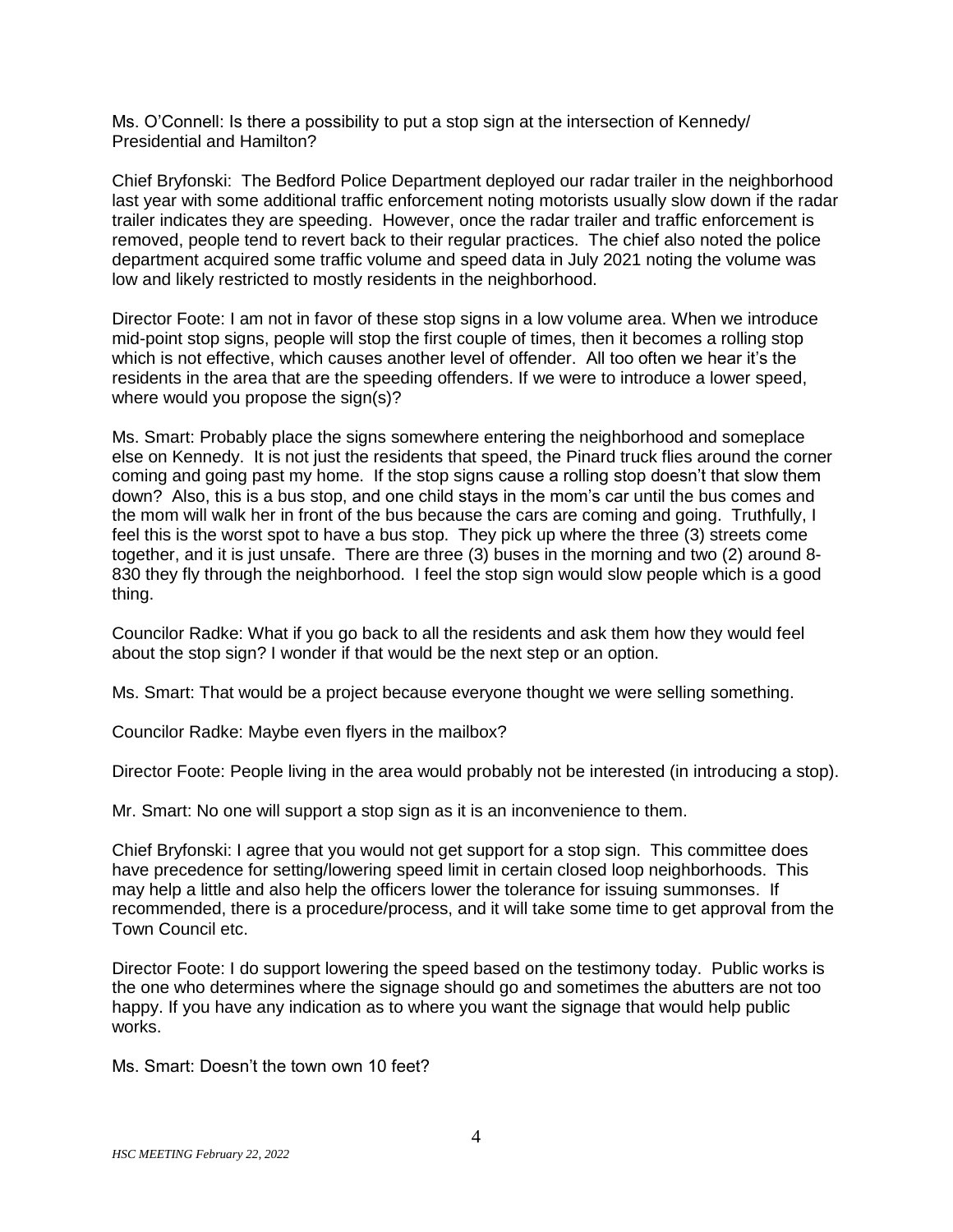Ms. O'Connell: Is there a possibility to put a stop sign at the intersection of Kennedy/ Presidential and Hamilton?

Chief Bryfonski: The Bedford Police Department deployed our radar trailer in the neighborhood last year with some additional traffic enforcement noting motorists usually slow down if the radar trailer indicates they are speeding. However, once the radar trailer and traffic enforcement is removed, people tend to revert back to their regular practices. The chief also noted the police department acquired some traffic volume and speed data in July 2021 noting the volume was low and likely restricted to mostly residents in the neighborhood.

Director Foote: I am not in favor of these stop signs in a low volume area. When we introduce mid-point stop signs, people will stop the first couple of times, then it becomes a rolling stop which is not effective, which causes another level of offender. All too often we hear it's the residents in the area that are the speeding offenders. If we were to introduce a lower speed, where would you propose the sign(s)?

Ms. Smart: Probably place the signs somewhere entering the neighborhood and someplace else on Kennedy. It is not just the residents that speed, the Pinard truck flies around the corner coming and going past my home. If the stop signs cause a rolling stop doesn't that slow them down? Also, this is a bus stop, and one child stays in the mom's car until the bus comes and the mom will walk her in front of the bus because the cars are coming and going. Truthfully, I feel this is the worst spot to have a bus stop. They pick up where the three (3) streets come together, and it is just unsafe. There are three (3) buses in the morning and two (2) around 8-830 they fly through the neighborhood. I feel the stop sign would slow people which is a good thing.

Councilor Radke: What if you go back to all the residents and ask them how they would feel about the stop sign? I wonder if that would be the next step or an option.

Ms. Smart: That would be a project because everyone thought we were selling something.

Councilor Radke: Maybe even flyers in the mailbox?

Director Foote: People living in the area would probably not be interested (in introducing a stop).

Mr. Smart: No one will support a stop sign as it is an inconvenience to them.

Chief Bryfonski: I agree that you would not get support for a stop sign. This committee does have precedence for setting/lowering speed limit in certain closed loop neighborhoods. This may help a little and also help the officers lower the tolerance for issuing summonses. If recommended, there is a procedure/process, and it will take some time to get approval from the Town Council etc.

Director Foote: I do support lowering the speed based on the testimony today. Public works is the one who determines where the signage should go and sometimes the abutters are not too happy. If you have any indication as to where you want the signage that would help public works.

Ms. Smart: Doesn't the town own 10 feet?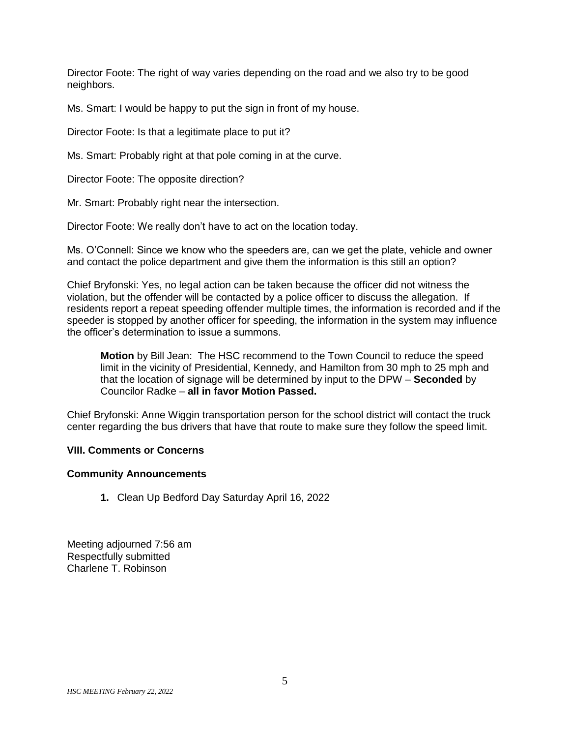Director Foote: The right of way varies depending on the road and we also try to be good neighbors.

Ms. Smart: I would be happy to put the sign in front of my house.

Director Foote: Is that a legitimate place to put it?

Ms. Smart: Probably right at that pole coming in at the curve.

Director Foote: The opposite direction?

Mr. Smart: Probably right near the intersection.

Director Foote: We really don't have to act on the location today.

Ms. O'Connell: Since we know who the speeders are, can we get the plate, vehicle and owner and contact the police department and give them the information is this still an option?

Chief Bryfonski: Yes, no legal action can be taken because the officer did not witness the violation, but the offender will be contacted by a police officer to discuss the allegation. If residents report a repeat speeding offender multiple times, the information is recorded and if the speeder is stopped by another officer for speeding, the information in the system may influence the officer's determination to issue a summons.

> **Motion** by Bill Jean: The HSC recommend to the Town Council to reduce the speed limit in the vicinity of Presidential, Kennedy, and Hamilton from 30 mph to 25 mph and that the location of signage will be determined by input to the DPW – **Seconded** by Councilor Radke – **all in favor Motion Passed.**

Chief Bryfonski: Anne Wiggin transportation person for the school district will contact the truck center regarding the bus drivers that have that route to make sure they follow the speed limit.

**VIII. Comments or Concerns**

**Community Announcements**

1. Clean Up Bedford Day Saturday April 16, 2022

Meeting adjourned 7:56 am
Respectfully submitted
Charlene T. Robinson